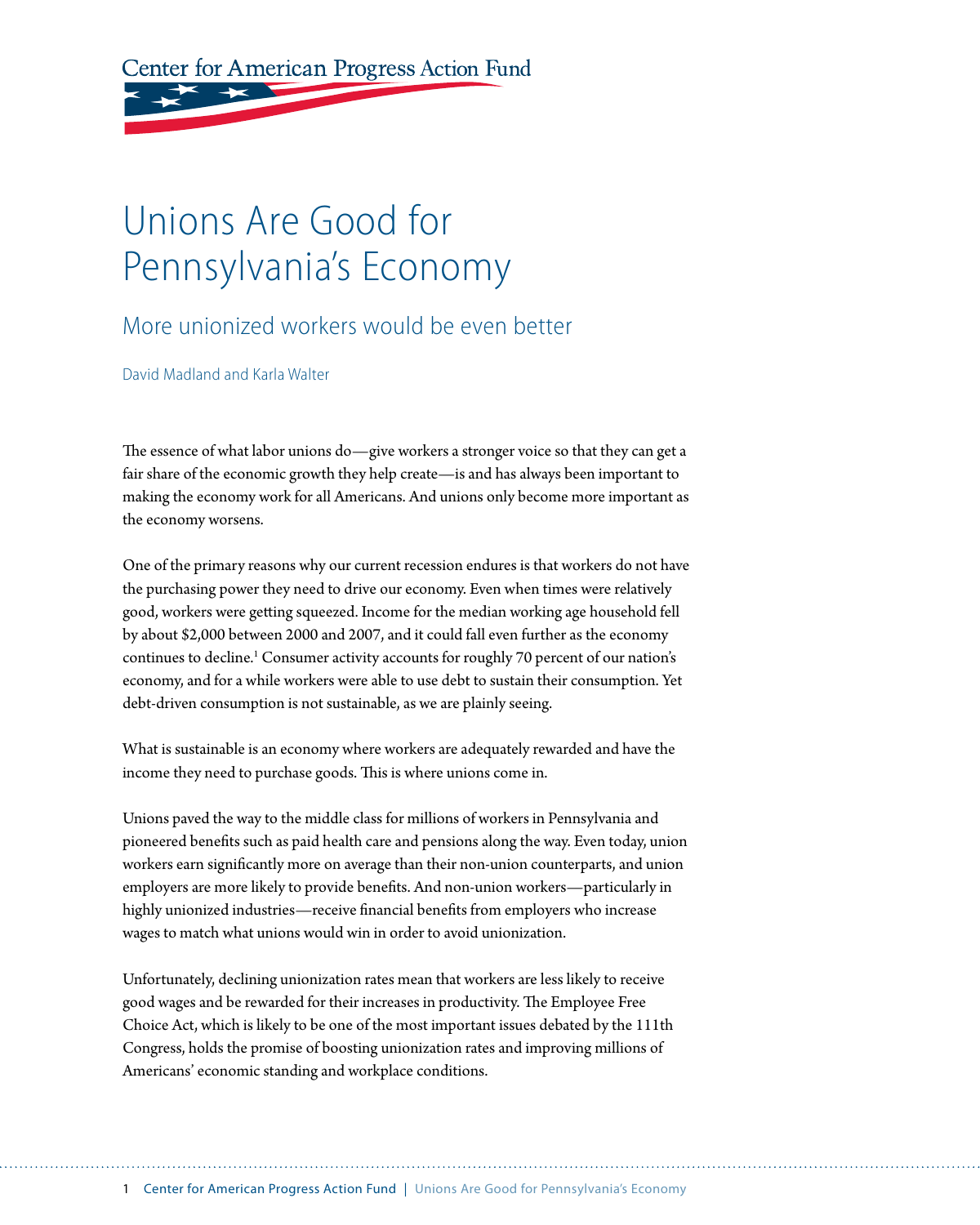Center for American Progress Action Fund

# Unions Are Good for Pennsylvania's Economy

## More unionized workers would be even better

David Madland and Karla Walter

The essence of what labor unions do—give workers a stronger voice so that they can get a fair share of the economic growth they help create—is and has always been important to making the economy work for all Americans. And unions only become more important as the economy worsens.

One of the primary reasons why our current recession endures is that workers do not have the purchasing power they need to drive our economy. Even when times were relatively good, workers were getting squeezed. Income for the median working age household fell by about $2,000 between 2000 and 2007, and it could fall even further as the economy continues to decline.[1] Consumer activity accounts for roughly 70 percent of our nation's economy, and for a while workers were able to use debt to sustain their consumption. Yet debt-driven consumption is not sustainable, as we are plainly seeing.

What is sustainable is an economy where workers are adequately rewarded and have the income they need to purchase goods. This is where unions come in.

Unions paved the way to the middle class for millions of workers in Pennsylvania and pioneered benefits such as paid health care and pensions along the way. Even today, union workers earn significantly more on average than their non-union counterparts, and union employers are more likely to provide benefits. And non-union workers—particularly in highly unionized industries—receive financial benefits from employers who increase wages to match what unions would win in order to avoid unionization.

Unfortunately, declining unionization rates mean that workers are less likely to receive good wages and be rewarded for their increases in productivity. The Employee Free Choice Act, which is likely to be one of the most important issues debated by the 111th Congress, holds the promise of boosting unionization rates and improving millions of Americans' economic standing and workplace conditions.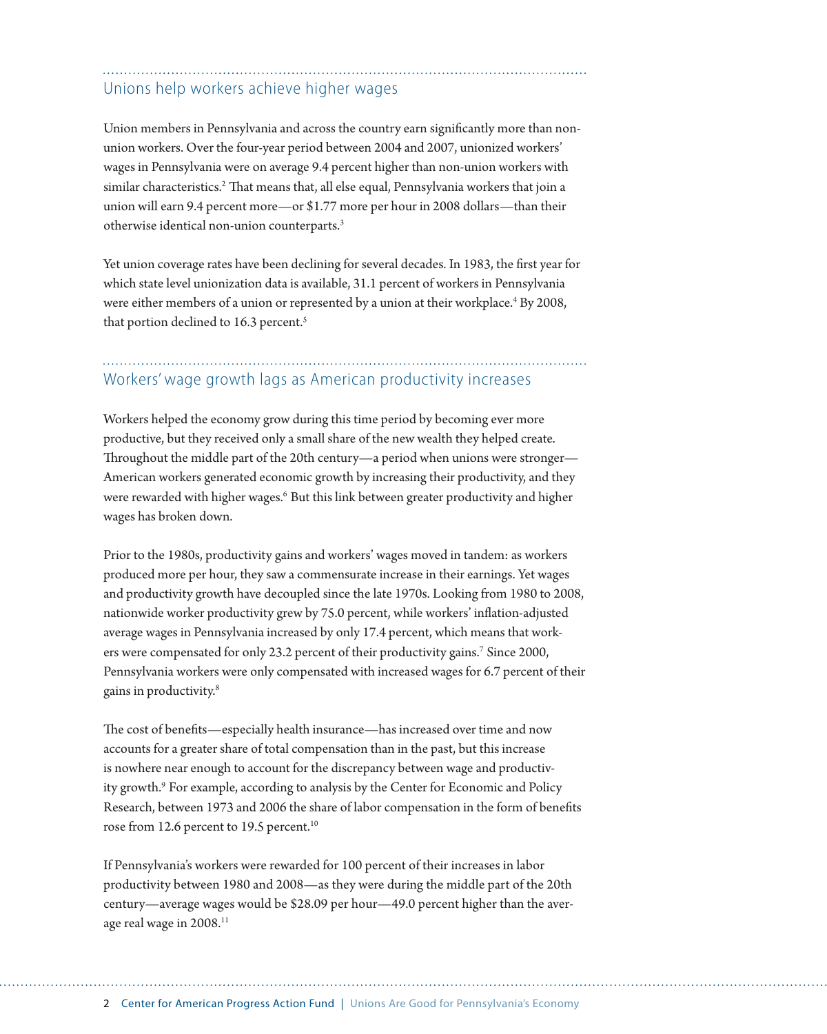## Unions help workers achieve higher wages

Union members in Pennsylvania and across the country earn significantly more than non-union workers. Over the four-year period between 2004 and 2007, unionized workers' wages in Pennsylvania were on average 9.4 percent higher than non-union workers with similar characteristics.[2] That means that, all else equal, Pennsylvania workers that join a union will earn 9.4 percent more—or $1.77 more per hour in 2008 dollars—than their otherwise identical non-union counterparts.[3]

Yet union coverage rates have been declining for several decades. In 1983, the first year for which state level unionization data is available, 31.1 percent of workers in Pennsylvania were either members of a union or represented by a union at their workplace.[4] By 2008, that portion declined to 16.3 percent.[5]

## Workers' wage growth lags as American productivity increases

Workers helped the economy grow during this time period by becoming ever more productive, but they received only a small share of the new wealth they helped create. Throughout the middle part of the 20th century—a period when unions were stronger—American workers generated economic growth by increasing their productivity, and they were rewarded with higher wages.[6] But this link between greater productivity and higher wages has broken down.

Prior to the 1980s, productivity gains and workers' wages moved in tandem: as workers produced more per hour, they saw a commensurate increase in their earnings. Yet wages and productivity growth have decoupled since the late 1970s. Looking from 1980 to 2008, nationwide worker productivity grew by 75.0 percent, while workers' inflation-adjusted average wages in Pennsylvania increased by only 17.4 percent, which means that workers were compensated for only 23.2 percent of their productivity gains.[7] Since 2000, Pennsylvania workers were only compensated with increased wages for 6.7 percent of their gains in productivity.[8]

The cost of benefits—especially health insurance—has increased over time and now accounts for a greater share of total compensation than in the past, but this increase is nowhere near enough to account for the discrepancy between wage and productivity growth.[9] For example, according to analysis by the Center for Economic and Policy Research, between 1973 and 2006 the share of labor compensation in the form of benefits rose from 12.6 percent to 19.5 percent.[10]

If Pennsylvania's workers were rewarded for 100 percent of their increases in labor productivity between 1980 and 2008—as they were during the middle part of the 20th century—average wages would be $28.09 per hour—49.0 percent higher than the average real wage in 2008.[11]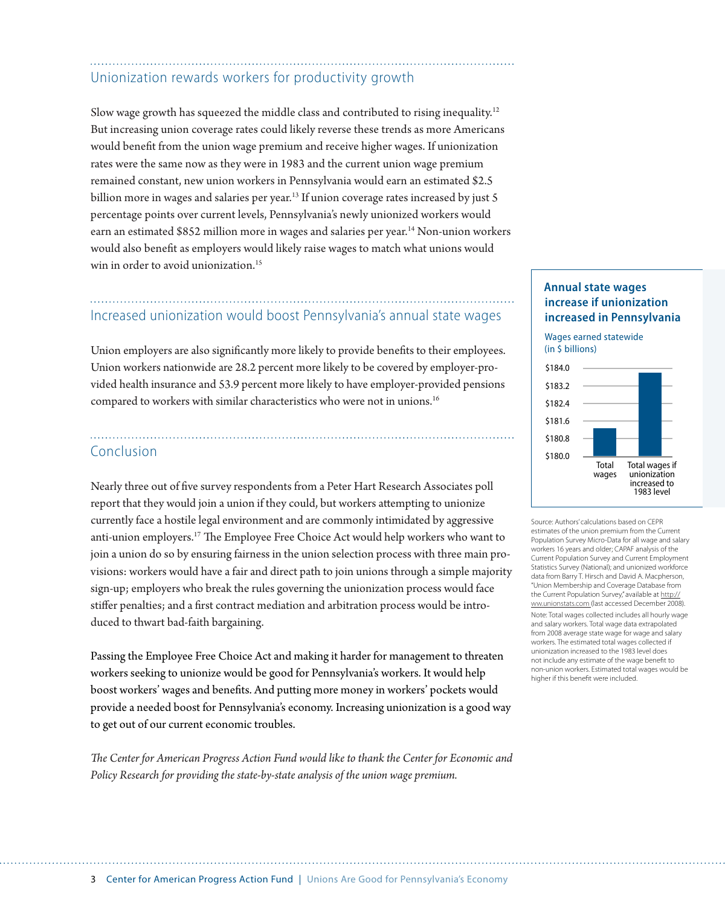## Unionization rewards workers for productivity growth

Slow wage growth has squeezed the middle class and contributed to rising inequality.[12] But increasing union coverage rates could likely reverse these trends as more Americans would benefit from the union wage premium and receive higher wages. If unionization rates were the same now as they were in 1983 and the current union wage premium remained constant, new union workers in Pennsylvania would earn an estimated $2.5 billion more in wages and salaries per year.[13] If union coverage rates increased by just 5 percentage points over current levels, Pennsylvania's newly unionized workers would earn an estimated $852 million more in wages and salaries per year.[14] Non-union workers would also benefit as employers would likely raise wages to match what unions would win in order to avoid unionization.[15]

## Increased unionization would boost Pennsylvania's annual state wages

Union employers are also significantly more likely to provide benefits to their employees. Union workers nationwide are 28.2 percent more likely to be covered by employer-provided health insurance and 53.9 percent more likely to have employer-provided pensions compared to workers with similar characteristics who were not in unions.[16]

## Conclusion

Nearly three out of five survey respondents from a Peter Hart Research Associates poll report that they would join a union if they could, but workers attempting to unionize currently face a hostile legal environment and are commonly intimidated by aggressive anti-union employers.[17] The Employee Free Choice Act would help workers who want to join a union do so by ensuring fairness in the union selection process with three main provisions: workers would have a fair and direct path to join unions through a simple majority sign-up; employers who break the rules governing the unionization process would face stiffer penalties; and a first contract mediation and arbitration process would be introduced to thwart bad-faith bargaining.

Passing the Employee Free Choice Act and making it harder for management to threaten workers seeking to unionize would be good for Pennsylvania's workers. It would help boost workers' wages and benefits. And putting more money in workers' pockets would provide a needed boost for Pennsylvania's economy. Increasing unionization is a good way to get out of our current economic troubles.

*The Center for American Progress Action Fund would like to thank the Center for Economic and Policy Research for providing the state-by-state analysis of the union wage premium.*

### Annual state wages increase if unionization increased in Pennsylvania

Wages earned statewide (in $ billions)

| | Wages earned statewide (in $ billions) |
|---|---|
| Total wages | ~$181.4 |
| Total wages if unionization increased to 1983 level | ~$183.9 |

Source: Authors' calculations based on CEPR estimates of the union premium from the Current Population Survey Micro-Data for all wage and salary workers 16 years and older; CAPAF analysis of the Current Population Survey and Current Employment Statistics Survey (National); and unionized workforce data from Barry T. Hirsch and David A. Macpherson, "Union Membership and Coverage Database from the Current Population Survey," available at http://ww.unionstats.com (last accessed December 2008).

Note: Total wages collected includes all hourly wage and salary workers. Total wage data extrapolated from 2008 average state wage for wage and salary workers. The estimated total wages collected if unionization increased to the 1983 level does not include any estimate of the wage benefit to non-union workers. Estimated total wages would be higher if this benefit were included.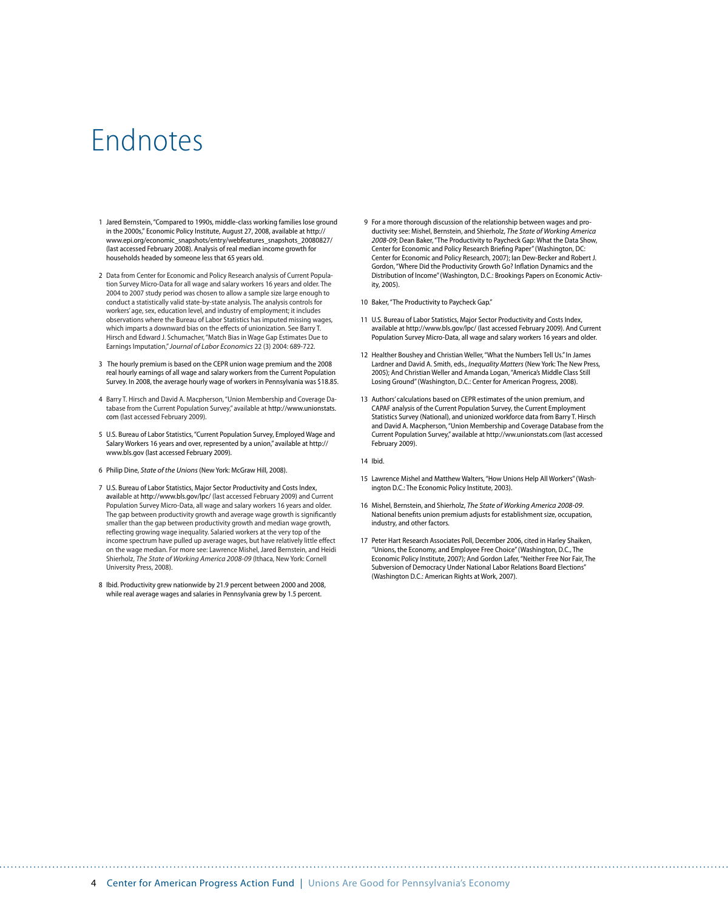# Endnotes

1. Jared Bernstein, "Compared to 1990s, middle-class working families lose ground in the 2000s," Economic Policy Institute, August 27, 2008, available at http://www.epi.org/economic_snapshots/entry/webfeatures_snapshots_20080827/ (last accessed February 2008). Analysis of real median income growth for households headed by someone less that 65 years old.

2. Data from Center for Economic and Policy Research analysis of Current Population Survey Micro-Data for all wage and salary workers 16 years and older. The 2004 to 2007 study period was chosen to allow a sample size large enough to conduct a statistically valid state-by-state analysis. The analysis controls for workers' age, sex, education level, and industry of employment; it includes observations where the Bureau of Labor Statistics has imputed missing wages, which imparts a downward bias on the effects of unionization. See Barry T. Hirsch and Edward J. Schumacher, "Match Bias in Wage Gap Estimates Due to Earnings Imputation," *Journal of Labor Economics* 22 (3) 2004: 689-722.

3. The hourly premium is based on the CEPR union wage premium and the 2008 real hourly earnings of all wage and salary workers from the Current Population Survey. In 2008, the average hourly wage of workers in Pennsylvania was $18.85.

4. Barry T. Hirsch and David A. Macpherson, "Union Membership and Coverage Database from the Current Population Survey," available at http://www.unionstats.com (last accessed February 2009).

5. U.S. Bureau of Labor Statistics, "Current Population Survey, Employed Wage and Salary Workers 16 years and over, represented by a union," available at http://www.bls.gov (last accessed February 2009).

6. Philip Dine, *State of the Unions* (New York: McGraw Hill, 2008).

7. U.S. Bureau of Labor Statistics, Major Sector Productivity and Costs Index, available at http://www.bls.gov/lpc/ (last accessed February 2009) and Current Population Survey Micro-Data, all wage and salary workers 16 years and older. The gap between productivity growth and average wage growth is significantly smaller than the gap between productivity growth and median wage growth, reflecting growing wage inequality. Salaried workers at the very top of the income spectrum have pulled up average wages, but have relatively little effect on the wage median. For more see: Lawrence Mishel, Jared Bernstein, and Heidi Shierholz, *The State of Working America 2008-09* (Ithaca, New York: Cornell University Press, 2008).

8. Ibid. Productivity grew nationwide by 21.9 percent between 2000 and 2008, while real average wages and salaries in Pennsylvania grew by 1.5 percent.

9. For a more thorough discussion of the relationship between wages and productivity see: Mishel, Bernstein, and Shierholz, *The State of Working America 2008-09*; Dean Baker, "The Productivity to Paycheck Gap: What the Data Show, Center for Economic and Policy Research Briefing Paper" (Washington, DC: Center for Economic and Policy Research, 2007); Ian Dew-Becker and Robert J. Gordon, "Where Did the Productivity Growth Go? Inflation Dynamics and the Distribution of Income" (Washington, D.C.: Brookings Papers on Economic Activity, 2005).

10. Baker, "The Productivity to Paycheck Gap."

11. U.S. Bureau of Labor Statistics, Major Sector Productivity and Costs Index, available at http://www.bls.gov/lpc/ (last accessed February 2009). And Current Population Survey Micro-Data, all wage and salary workers 16 years and older.

12. Healther Boushey and Christian Weller, "What the Numbers Tell Us." In James Lardner and David A. Smith, eds., *Inequality Matters* (New York: The New Press, 2005); And Christian Weller and Amanda Logan, "America's Middle Class Still Losing Ground" (Washington, D.C.: Center for American Progress, 2008).

13. Authors' calculations based on CEPR estimates of the union premium, and CAPAF analysis of the Current Population Survey, the Current Employment Statistics Survey (National), and unionized workforce data from Barry T. Hirsch and David A. Macpherson, "Union Membership and Coverage Database from the Current Population Survey," available at http://ww.unionstats.com (last accessed February 2009).

14. Ibid.

15. Lawrence Mishel and Matthew Walters, "How Unions Help All Workers" (Washington D.C.: The Economic Policy Institute, 2003).

16. Mishel, Bernstein, and Shierholz, *The State of Working America 2008-09*. National benefits union premium adjusts for establishment size, occupation, industry, and other factors.

17. Peter Hart Research Associates Poll, December 2006, cited in Harley Shaiken, "Unions, the Economy, and Employee Free Choice" (Washington, D.C., The Economic Policy Institute, 2007); And Gordon Lafer, "Neither Free Nor Fair, The Subversion of Democracy Under National Labor Relations Board Elections" (Washington D.C.: American Rights at Work, 2007).